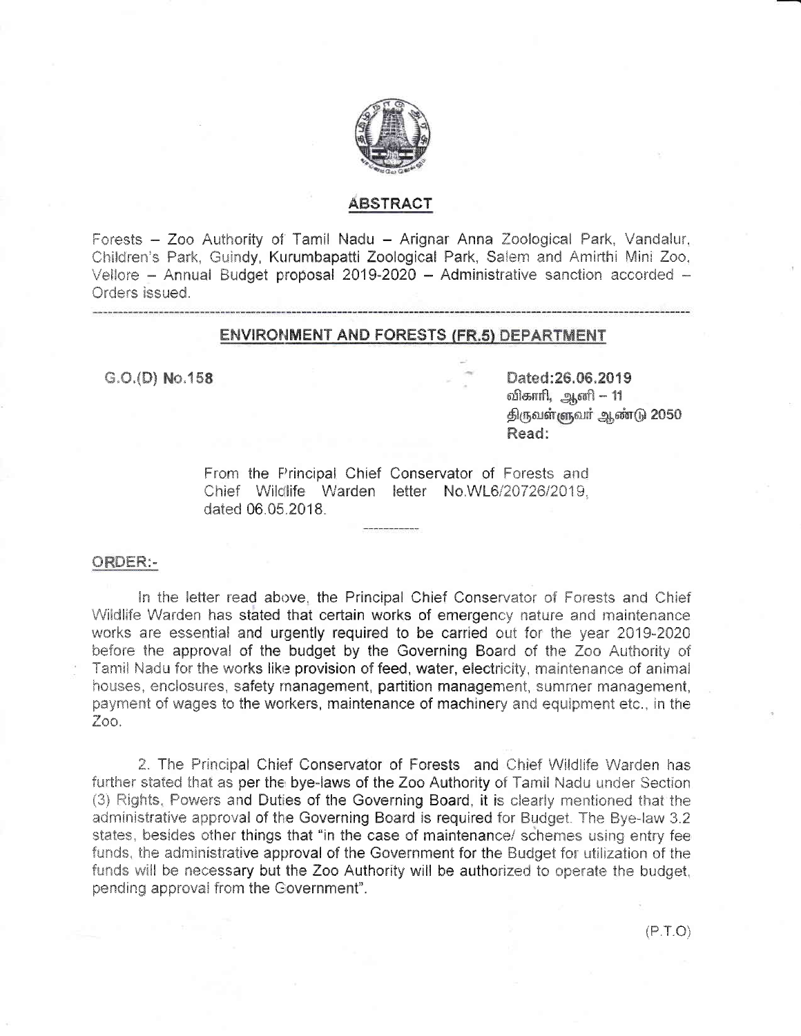## ABSTRACT

Forests – Zoo Authority of Tamil Nadu – Arignar Anna Zoological Park, Vandalur, Children's Park, Guindy, Kurumbapatti Zoological Park, Salem and Amirthi Mini Zoo, Vellore – Annual Budget proposal 2019-2020 – Administrative sanction accorded – Orders issued.

---

### ENVIRONMENT AND FORESTS (FR.5) DEPARTMENT

**G.O.(D) No.158**

**Dated:26.06.2019**
**விகாரி, ஆனி – 11**
**திருவள்ளுவர் ஆண்டு 2050**
**Read:**

From the Principal Chief Conservator of Forests and Chief Wildlife Warden letter No.WL6/20726/2019, dated 06.05.2018.

---

**ORDER:-**

In the letter read above, the Principal Chief Conservator of Forests and Chief Wildlife Warden has stated that certain works of emergency nature and maintenance works are essential and urgently required to be carried out for the year 2019-2020 before the approval of the budget by the Governing Board of the Zoo Authority of Tamil Nadu for the works like provision of feed, water, electricity, maintenance of animal houses, enclosures, safety management, partition management, summer management, payment of wages to the workers, maintenance of machinery and equipment etc., in the Zoo.

2. The Principal Chief Conservator of Forests and Chief Wildlife Warden has further stated that as per the bye-laws of the Zoo Authority of Tamil Nadu under Section (3) Rights, Powers and Duties of the Governing Board, it is clearly mentioned that the administrative approval of the Governing Board is required for Budget. The Bye-law 3.2 states, besides other things that "in the case of maintenance/ schemes using entry fee funds, the administrative approval of the Government for the Budget for utilization of the funds will be necessary but the Zoo Authority will be authorized to operate the budget, pending approval from the Government".

(P.T.O)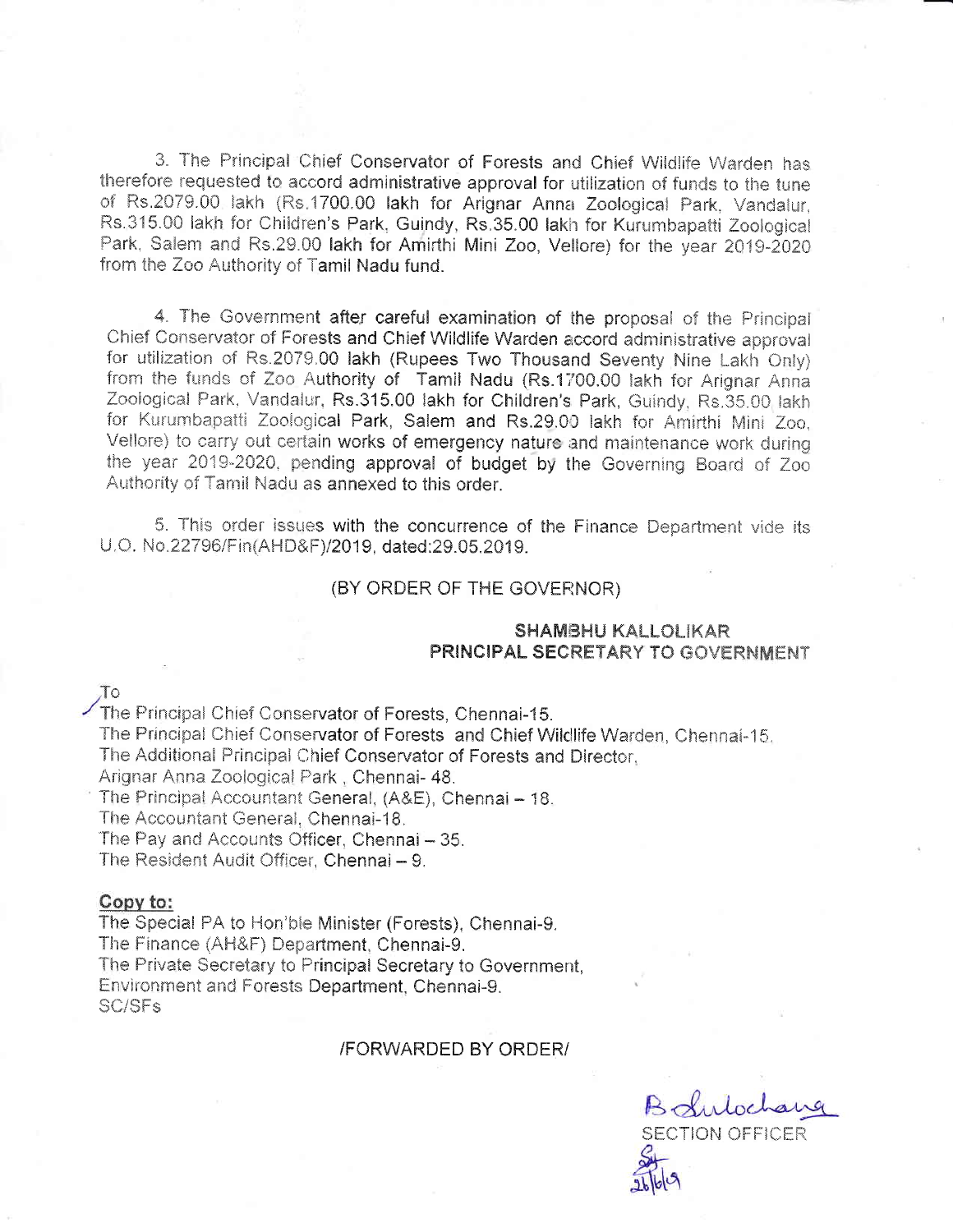3. The Principal Chief Conservator of Forests and Chief Wildlife Warden has therefore requested to accord administrative approval for utilization of funds to the tune of Rs.2079.00 lakh (Rs.1700.00 lakh for Arignar Anna Zoological Park, Vandalur, Rs.315.00 lakh for Children's Park, Guindy, Rs.35.00 lakh for Kurumbapatti Zoological Park, Salem and Rs.29.00 lakh for Amirthi Mini Zoo, Vellore) for the year 2019-2020 from the Zoo Authority of Tamil Nadu fund.

4. The Government after careful examination of the proposal of the Principal Chief Conservator of Forests and Chief Wildlife Warden accord administrative approval for utilization of Rs.2079.00 lakh (Rupees Two Thousand Seventy Nine Lakh Only) from the funds of Zoo Authority of Tamil Nadu (Rs.1700.00 lakh for Arignar Anna Zoological Park, Vandalur, Rs.315.00 lakh for Children's Park, Guindy, Rs.35.00 lakh for Kurumbapatti Zoological Park, Salem and Rs.29.00 lakh for Amirthi Mini Zoo, Vellore) to carry out certain works of emergency nature and maintenance work during the year 2019-2020, pending approval of budget by the Governing Board of Zoo Authority of Tamil Nadu as annexed to this order.

5. This order issues with the concurrence of the Finance Department vide its U.O. No.22796/Fin(AHD&F)/2019, dated:29.05.2019.

(BY ORDER OF THE GOVERNOR)

**SHAMBHU KALLOLIKAR**
**PRINCIPAL SECRETARY TO GOVERNMENT**

To
The Principal Chief Conservator of Forests, Chennai-15.
The Principal Chief Conservator of Forests and Chief Wildlife Warden, Chennai-15.
The Additional Principal Chief Conservator of Forests and Director,
Arignar Anna Zoological Park , Chennai- 48.
The Principal Accountant General, (A&E), Chennai – 18.
The Accountant General, Chennai-18.
The Pay and Accounts Officer, Chennai – 35.
The Resident Audit Officer, Chennai – 9.

**Copy to:**
The Special PA to Hon'ble Minister (Forests), Chennai-9.
The Finance (AH&F) Department, Chennai-9.
The Private Secretary to Principal Secretary to Government,
Environment and Forests Department, Chennai-9.
SC/SFs

/FORWARDED BY ORDER/

B. Sulochana
SECTION OFFICER
26/6/19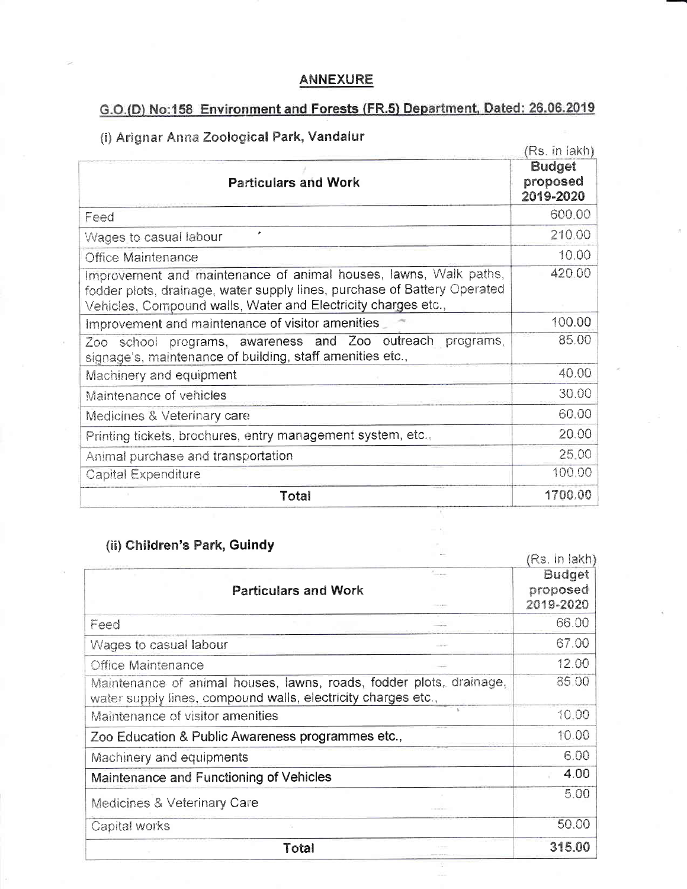## ANNEXURE

## G.O.(D) No:158 Environment and Forests (FR.5) Department, Dated: 26.06.2019

### (i) Arignar Anna Zoological Park, Vandalur

(Rs. in lakh)

| Particulars and Work | Budget proposed 2019-2020 |
|---|---|
| Feed | 600.00 |
| Wages to casual labour | 210.00 |
| Office Maintenance | 10.00 |
| Improvement and maintenance of animal houses, lawns, Walk paths, fodder plots, drainage, water supply lines, purchase of Battery Operated Vehicles, Compound walls, Water and Electricity charges etc., | 420.00 |
| Improvement and maintenance of visitor amenities | 100.00 |
| Zoo school programs, awareness and Zoo outreach programs, signage's, maintenance of building, staff amenities etc., | 85.00 |
| Machinery and equipment | 40.00 |
| Maintenance of vehicles | 30.00 |
| Medicines & Veterinary care | 60.00 |
| Printing tickets, brochures, entry management system, etc., | 20.00 |
| Animal purchase and transportation | 25.00 |
| Capital Expenditure | 100.00 |
| **Total** | **1700.00** |

### (ii) Children's Park, Guindy

(Rs. in lakh)

| Particulars and Work | Budget proposed 2019-2020 |
|---|---|
| Feed | 66.00 |
| Wages to casual labour | 67.00 |
| Office Maintenance | 12.00 |
| Maintenance of animal houses, lawns, roads, fodder plots, drainage, water supply lines, compound walls, electricity charges etc., | 85.00 |
| Maintenance of visitor amenities | 10.00 |
| Zoo Education & Public Awareness programmes etc., | 10.00 |
| Machinery and equipments | 6.00 |
| Maintenance and Functioning of Vehicles | 4.00 |
| Medicines & Veterinary Care | 5.00 |
| Capital works | 50.00 |
| **Total** | **315.00** |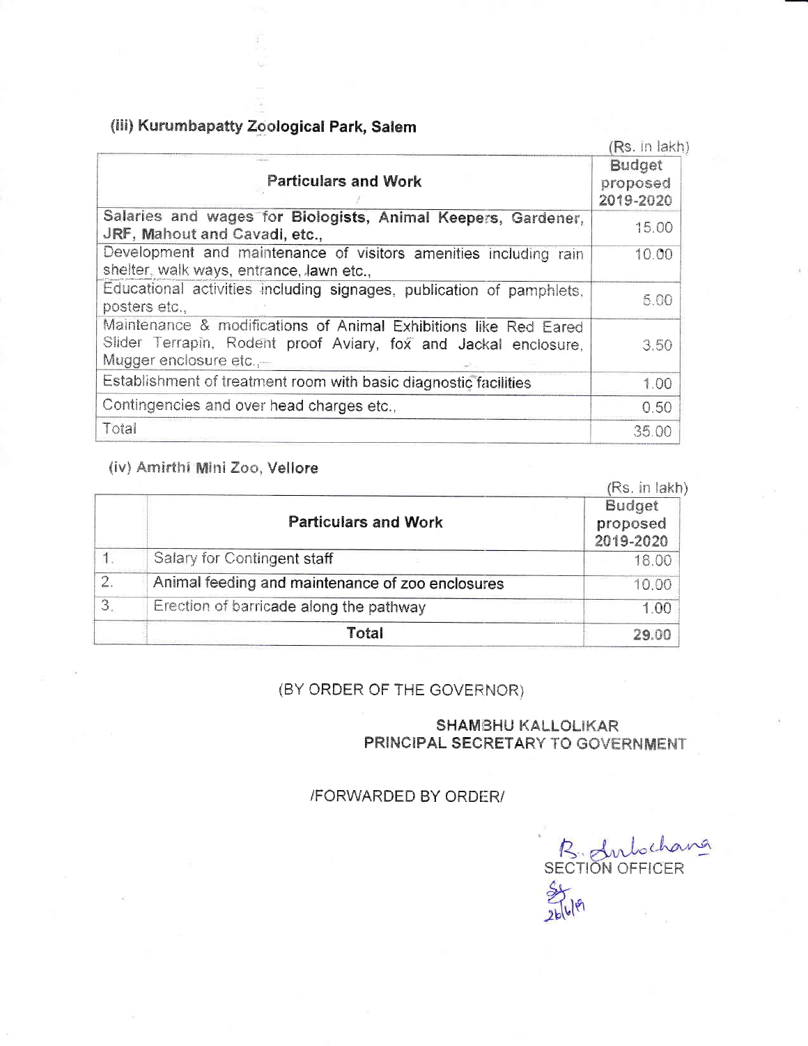### (iii) Kurumbapatty Zoological Park, Salem

(Rs. in lakh)

| Particulars and Work | Budget proposed 2019-2020 |
|---|---|
| Salaries and wages for **Biologists, Animal Keepers, Gardener, JRF, Mahout and Cavadi, etc.,** | 15.00 |
| Development and maintenance of visitors amenities including rain shelter, walk ways, entrance, lawn etc., | 10.00 |
| Educational activities including signages, publication of pamphlets, posters etc., | 5.00 |
| Maintenance & modifications of Animal Exhibitions like Red Eared Slider Terrapin, Rodent proof Aviary, fox and Jackal enclosure, Mugger enclosure etc., | 3.50 |
| Establishment of treatment room with basic diagnostic facilities | 1.00 |
| Contingencies and over head charges etc., | 0.50 |
| Total | 35.00 |

### (iv) Amirthi Mini Zoo, Vellore

(Rs. in lakh)

| | Particulars and Work | Budget proposed 2019-2020 |
|---|---|---|
| 1. | Salary for Contingent staff | 18.00 |
| 2. | Animal feeding and maintenance of zoo enclosures | 10.00 |
| 3. | Erection of barricade along the pathway | 1.00 |
| | **Total** | **29.00** |

(BY ORDER OF THE GOVERNOR)

**SHAMBHU KALLOLIKAR**
**PRINCIPAL SECRETARY TO GOVERNMENT**

/FORWARDED BY ORDER/

B. Sulochana
SECTION OFFICER
26/6/19